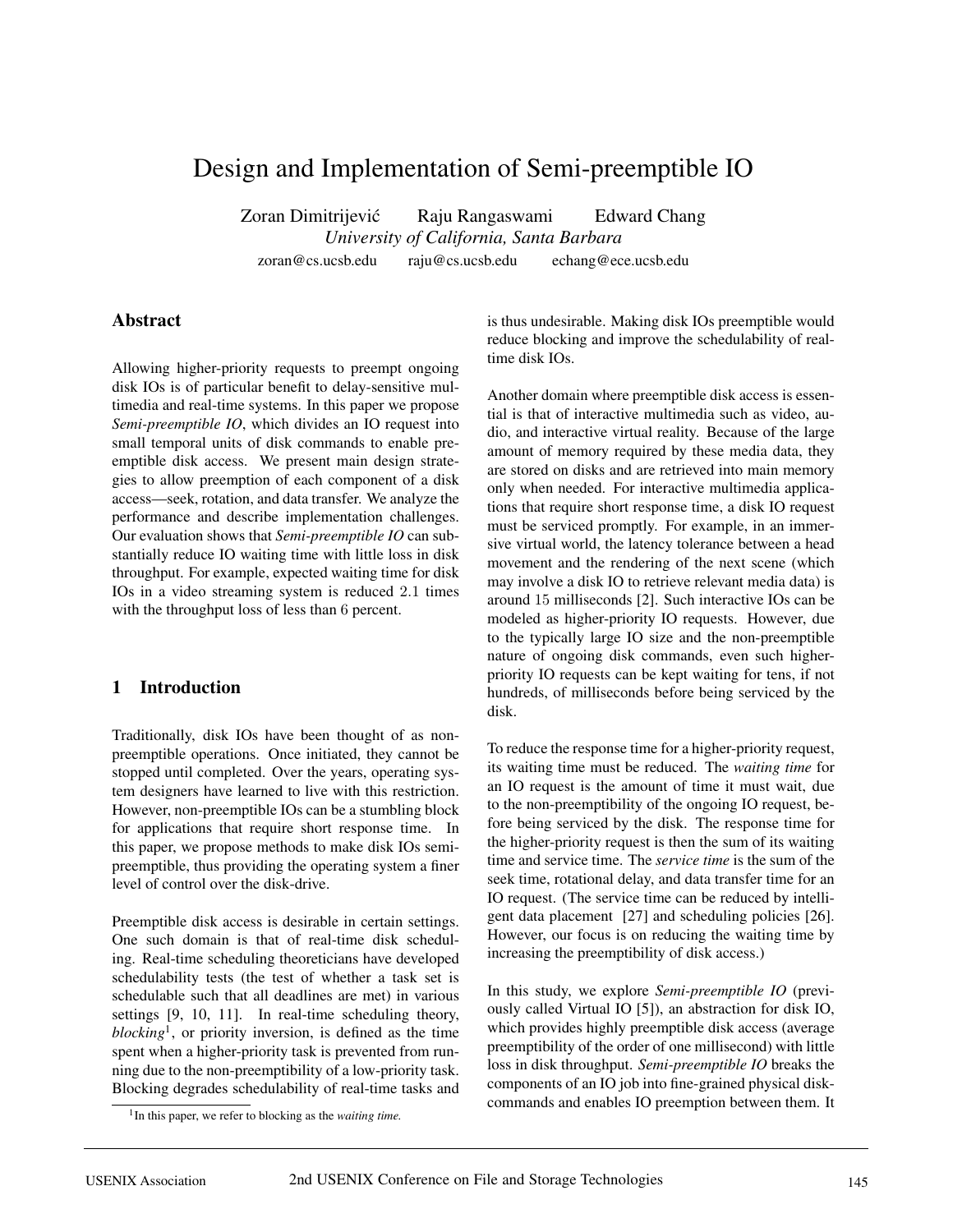# Design and Implementation of Semi-preemptible IO

Zoran Dimitrijević  Raju Rangaswami  Edward Chang

*University of California, Santa Barbara*

zoran@cs.ucsb.edu  raju@cs.ucsb.edu  echang@ece.ucsb.edu

## Abstract

Allowing higher-priority requests to preempt ongoing disk IOs is of particular benefit to delay-sensitive multimedia and real-time systems. In this paper we propose *Semi-preemptible IO*, which divides an IO request into small temporal units of disk commands to enable preemptible disk access. We present main design strategies to allow preemption of each component of a disk access—seek, rotation, and data transfer. We analyze the performance and describe implementation challenges. Our evaluation shows that *Semi-preemptible IO* can substantially reduce IO waiting time with little loss in disk throughput. For example, expected waiting time for disk IOs in a video streaming system is reduced $2.1$ times with the throughput loss of less than $6$ percent.

## 1 Introduction

Traditionally, disk IOs have been thought of as non-preemptible operations. Once initiated, they cannot be stopped until completed. Over the years, operating system designers have learned to live with this restriction. However, non-preemptible IOs can be a stumbling block for applications that require short response time. In this paper, we propose methods to make disk IOs semi-preemptible, thus providing the operating system a finer level of control over the disk-drive.

Preemptible disk access is desirable in certain settings. One such domain is that of real-time disk scheduling. Real-time scheduling theoreticians have developed schedulability tests (the test of whether a task set is schedulable such that all deadlines are met) in various settings [9, 10, 11]. In real-time scheduling theory, *blocking*[1], or priority inversion, is defined as the time spent when a higher-priority task is prevented from running due to the non-preemptibility of a low-priority task. Blocking degrades schedulability of real-time tasks and is thus undesirable. Making disk IOs preemptible would reduce blocking and improve the schedulability of real-time disk IOs.

Another domain where preemptible disk access is essential is that of interactive multimedia such as video, audio, and interactive virtual reality. Because of the large amount of memory required by these media data, they are stored on disks and are retrieved into main memory only when needed. For interactive multimedia applications that require short response time, a disk IO request must be serviced promptly. For example, in an immersive virtual world, the latency tolerance between a head movement and the rendering of the next scene (which may involve a disk IO to retrieve relevant media data) is around $15$ milliseconds [2]. Such interactive IOs can be modeled as higher-priority IO requests. However, due to the typically large IO size and the non-preemptible nature of ongoing disk commands, even such higher-priority IO requests can be kept waiting for tens, if not hundreds, of milliseconds before being serviced by the disk.

To reduce the response time for a higher-priority request, its waiting time must be reduced. The *waiting time* for an IO request is the amount of time it must wait, due to the non-preemptibility of the ongoing IO request, before being serviced by the disk. The response time for the higher-priority request is then the sum of its waiting time and service time. The *service time* is the sum of the seek time, rotational delay, and data transfer time for an IO request. (The service time can be reduced by intelligent data placement [27] and scheduling policies [26]. However, our focus is on reducing the waiting time by increasing the preemptibility of disk access.)

In this study, we explore *Semi-preemptible IO* (previously called Virtual IO [5]), an abstraction for disk IO, which provides highly preemptible disk access (average preemptibility of the order of one millisecond) with little loss in disk throughput. *Semi-preemptible IO* breaks the components of an IO job into fine-grained physical disk-commands and enables IO preemption between them. It

[1] In this paper, we refer to blocking as the *waiting time.*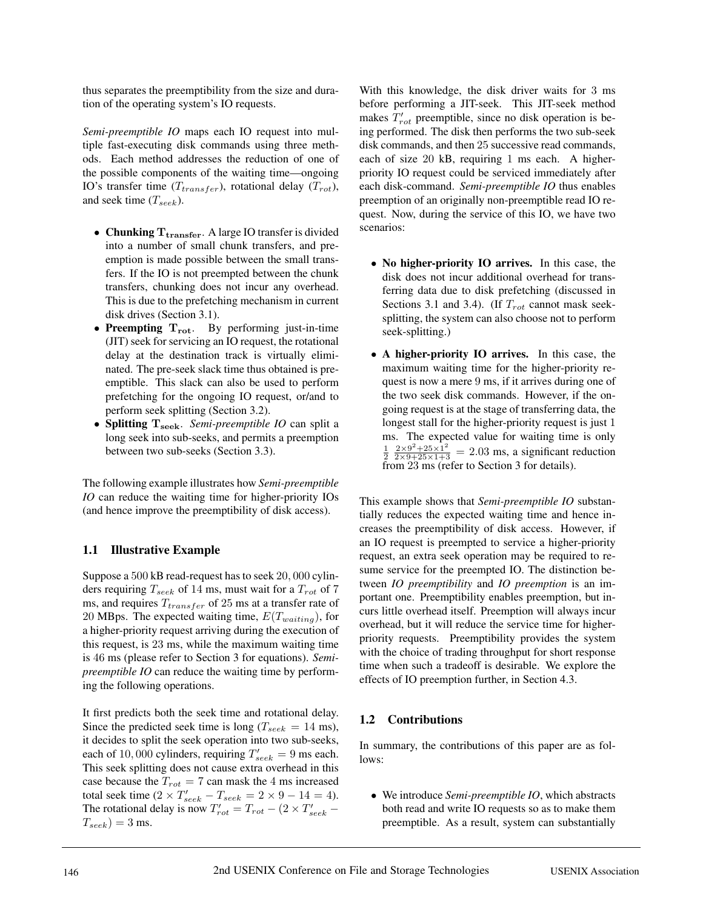thus separates the preemptibility from the size and duration of the operating system's IO requests.

*Semi-preemptible IO* maps each IO request into multiple fast-executing disk commands using three methods. Each method addresses the reduction of one of the possible components of the waiting time—ongoing IO's transfer time ($T_{transfer}$), rotational delay ($T_{rot}$), and seek time ($T_{seek}$).

- **Chunking $\mathbf{T_{transfer}}$**. A large IO transfer is divided into a number of small chunk transfers, and preemption is made possible between the small transfers. If the IO is not preempted between the chunk transfers, chunking does not incur any overhead. This is due to the prefetching mechanism in current disk drives (Section 3.1).
- **Preempting $\mathbf{T_{rot}}$**. By performing just-in-time (JIT) seek for servicing an IO request, the rotational delay at the destination track is virtually eliminated. The pre-seek slack time thus obtained is preemptible. This slack can also be used to perform prefetching for the ongoing IO request, or/and to perform seek splitting (Section 3.2).
- **Splitting $\mathbf{T_{seek}}$**. *Semi-preemptible IO* can split a long seek into sub-seeks, and permits a preemption between two sub-seeks (Section 3.3).

The following example illustrates how *Semi-preemptible IO* can reduce the waiting time for higher-priority IOs (and hence improve the preemptibility of disk access).

## 1.1 Illustrative Example

Suppose a $500$ kB read-request has to seek $20,000$ cylinders requiring $T_{seek}$ of 14 ms, must wait for a $T_{rot}$ of 7 ms, and requires $T_{transfer}$ of 25 ms at a transfer rate of 20 MBps. The expected waiting time, $E(T_{waiting})$, for a higher-priority request arriving during the execution of this request, is 23 ms, while the maximum waiting time is 46 ms (please refer to Section 3 for equations). *Semi-preemptible IO* can reduce the waiting time by performing the following operations.

It first predicts both the seek time and rotational delay. Since the predicted seek time is long ($T_{seek} = 14$ ms), it decides to split the seek operation into two sub-seeks, each of $10,000$ cylinders, requiring $T'_{seek} = 9$ ms each. This seek splitting does not cause extra overhead in this case because the $T_{rot} = 7$ can mask the 4 ms increased total seek time ($2 \times T'_{seek} - T_{seek} = 2 \times 9 - 14 = 4$). The rotational delay is now $T'_{rot} = T_{rot} - (2 \times T'_{seek} - T_{seek}) = 3$ ms.

With this knowledge, the disk driver waits for 3 ms before performing a JIT-seek. This JIT-seek method makes $T'_{rot}$ preemptible, since no disk operation is being performed. The disk then performs the two sub-seek disk commands, and then $25$ successive read commands, each of size $20$ kB, requiring $1$ ms each. A higher-priority IO request could be serviced immediately after each disk-command. *Semi-preemptible IO* thus enables preemption of an originally non-preemptible read IO request. Now, during the service of this IO, we have two scenarios:

- **No higher-priority IO arrives.** In this case, the disk does not incur additional overhead for transferring data due to disk prefetching (discussed in Sections 3.1 and 3.4). (If $T_{rot}$ cannot mask seek-splitting, the system can also choose not to perform seek-splitting.)
- **A higher-priority IO arrives.** In this case, the maximum waiting time for the higher-priority request is now a mere $9$ ms, if it arrives during one of the two seek disk commands. However, if the ongoing request is at the stage of transferring data, the longest stall for the higher-priority request is just $1$ ms. The expected value for waiting time is only $\frac{1}{2} \frac{2\times 9^2 + 25\times 1^2}{2\times 9 + 25\times 1 + 3} = 2.03$ ms, a significant reduction from 23 ms (refer to Section 3 for details).

This example shows that *Semi-preemptible IO* substantially reduces the expected waiting time and hence increases the preemptibility of disk access. However, if an IO request is preempted to service a higher-priority request, an extra seek operation may be required to resume service for the preempted IO. The distinction between *IO preemptibility* and *IO preemption* is an important one. Preemptibility enables preemption, but incurs little overhead itself. Preemption will always incur overhead, but it will reduce the service time for higher-priority requests. Preemptibility provides the system with the choice of trading throughput for short response time when such a tradeoff is desirable. We explore the effects of IO preemption further, in Section 4.3.

## 1.2 Contributions

In summary, the contributions of this paper are as follows:

- We introduce *Semi-preemptible IO*, which abstracts both read and write IO requests so as to make them preemptible. As a result, system can substantially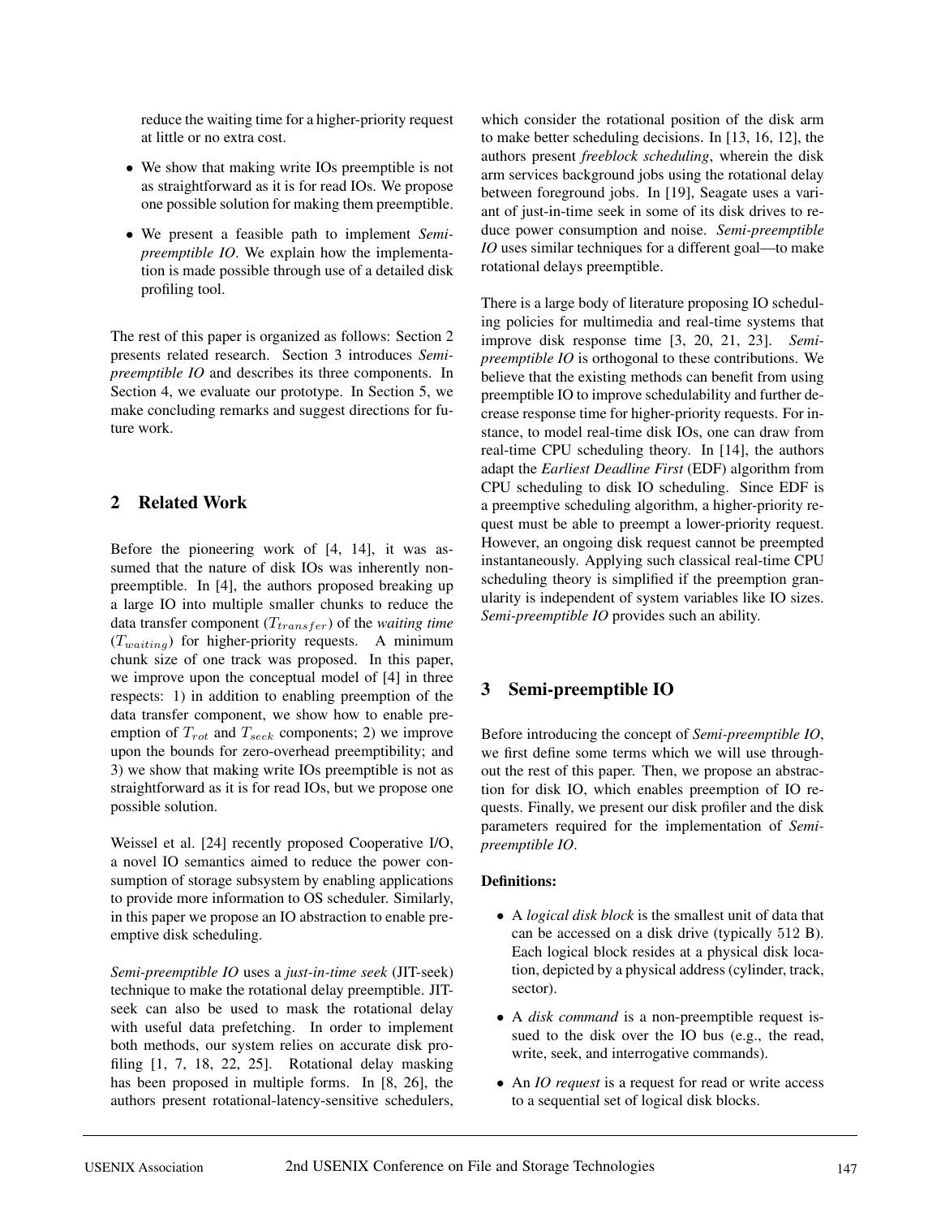reduce the waiting time for a higher-priority request at little or no extra cost.

- We show that making write IOs preemptible is not as straightforward as it is for read IOs. We propose one possible solution for making them preemptible.
- We present a feasible path to implement *Semi-preemptible IO*. We explain how the implementation is made possible through use of a detailed disk profiling tool.

The rest of this paper is organized as follows: Section 2 presents related research. Section 3 introduces *Semi-preemptible IO* and describes its three components. In Section 4, we evaluate our prototype. In Section 5, we make concluding remarks and suggest directions for future work.

## 2 Related Work

Before the pioneering work of [4, 14], it was assumed that the nature of disk IOs was inherently non-preemptible. In [4], the authors proposed breaking up a large IO into multiple smaller chunks to reduce the data transfer component ($T_{transfer}$) of the *waiting time* ($T_{waiting}$) for higher-priority requests. A minimum chunk size of one track was proposed. In this paper, we improve upon the conceptual model of [4] in three respects: 1) in addition to enabling preemption of the data transfer component, we show how to enable preemption of $T_{rot}$ and $T_{seek}$ components; 2) we improve upon the bounds for zero-overhead preemptibility; and 3) we show that making write IOs preemptible is not as straightforward as it is for read IOs, but we propose one possible solution.

Weissel et al. [24] recently proposed Cooperative I/O, a novel IO semantics aimed to reduce the power consumption of storage subsystem by enabling applications to provide more information to OS scheduler. Similarly, in this paper we propose an IO abstraction to enable preemptive disk scheduling.

*Semi-preemptible IO* uses a *just-in-time seek* (JIT-seek) technique to make the rotational delay preemptible. JIT-seek can also be used to mask the rotational delay with useful data prefetching. In order to implement both methods, our system relies on accurate disk profiling [1, 7, 18, 22, 25]. Rotational delay masking has been proposed in multiple forms. In [8, 26], the authors present rotational-latency-sensitive schedulers, which consider the rotational position of the disk arm to make better scheduling decisions. In [13, 16, 12], the authors present *freeblock scheduling*, wherein the disk arm services background jobs using the rotational delay between foreground jobs. In [19], Seagate uses a variant of just-in-time seek in some of its disk drives to reduce power consumption and noise. *Semi-preemptible IO* uses similar techniques for a different goal—to make rotational delays preemptible.

There is a large body of literature proposing IO scheduling policies for multimedia and real-time systems that improve disk response time [3, 20, 21, 23]. *Semi-preemptible IO* is orthogonal to these contributions. We believe that the existing methods can benefit from using preemptible IO to improve schedulability and further decrease response time for higher-priority requests. For instance, to model real-time disk IOs, one can draw from real-time CPU scheduling theory. In [14], the authors adapt the *Earliest Deadline First* (EDF) algorithm from CPU scheduling to disk IO scheduling. Since EDF is a preemptive scheduling algorithm, a higher-priority request must be able to preempt a lower-priority request. However, an ongoing disk request cannot be preempted instantaneously. Applying such classical real-time CPU scheduling theory is simplified if the preemption granularity is independent of system variables like IO sizes. *Semi-preemptible IO* provides such an ability.

## 3 Semi-preemptible IO

Before introducing the concept of *Semi-preemptible IO*, we first define some terms which we will use throughout the rest of this paper. Then, we propose an abstraction for disk IO, which enables preemption of IO requests. Finally, we present our disk profiler and the disk parameters required for the implementation of *Semi-preemptible IO*.

**Definitions:**

- A *logical disk block* is the smallest unit of data that can be accessed on a disk drive (typically 512 B). Each logical block resides at a physical disk location, depicted by a physical address (cylinder, track, sector).
- A *disk command* is a non-preemptible request issued to the disk over the IO bus (e.g., the read, write, seek, and interrogative commands).
- An *IO request* is a request for read or write access to a sequential set of logical disk blocks.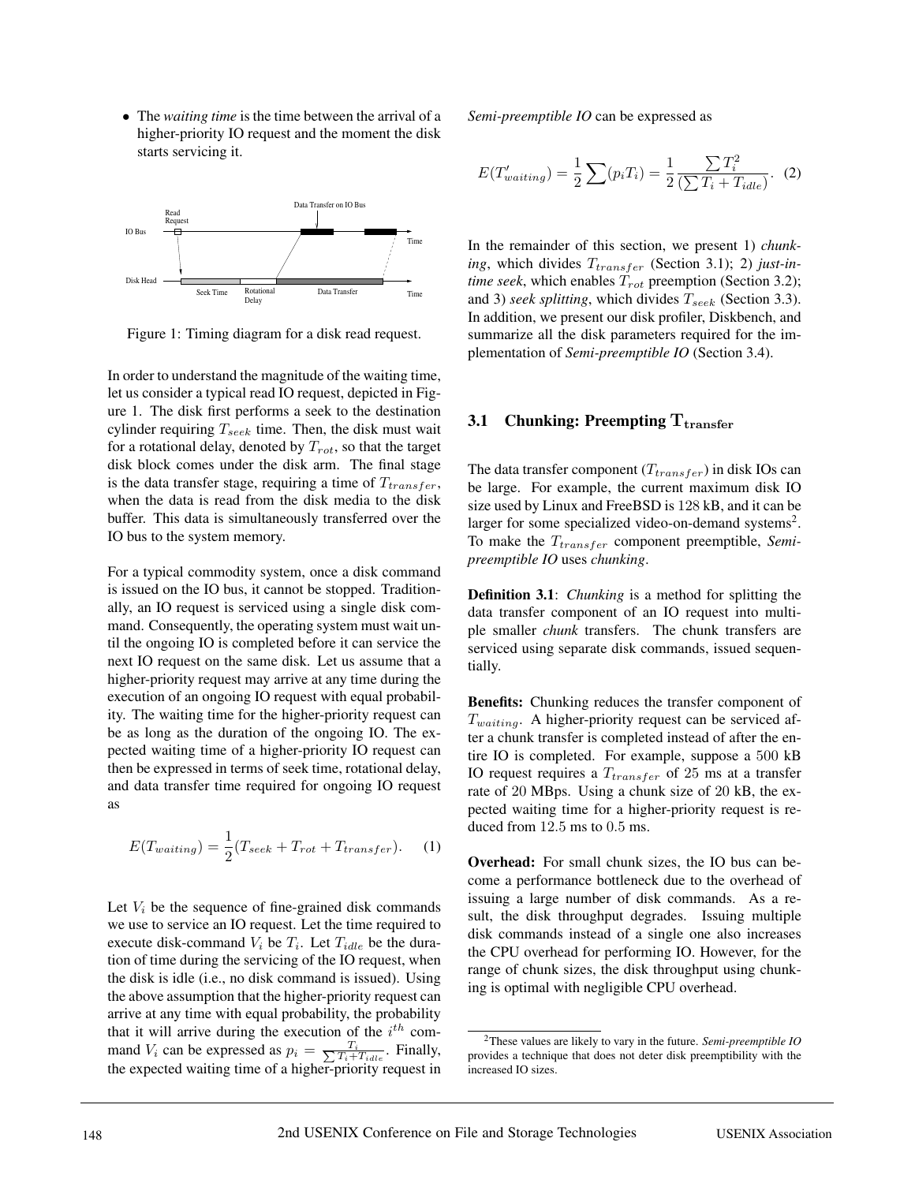- The *waiting time* is the time between the arrival of a higher-priority IO request and the moment the disk starts servicing it.

Figure 1: Timing diagram for a disk read request.

In order to understand the magnitude of the waiting time, let us consider a typical read IO request, depicted in Figure 1. The disk first performs a seek to the destination cylinder requiring $T_{seek}$ time. Then, the disk must wait for a rotational delay, denoted by $T_{rot}$, so that the target disk block comes under the disk arm. The final stage is the data transfer stage, requiring a time of $T_{transfer}$, when the data is read from the disk media to the disk buffer. This data is simultaneously transferred over the IO bus to the system memory.

For a typical commodity system, once a disk command is issued on the IO bus, it cannot be stopped. Traditionally, an IO request is serviced using a single disk command. Consequently, the operating system must wait until the ongoing IO is completed before it can service the next IO request on the same disk. Let us assume that a higher-priority request may arrive at any time during the execution of an ongoing IO request with equal probability. The waiting time for the higher-priority request can be as long as the duration of the ongoing IO. The expected waiting time of a higher-priority IO request can then be expressed in terms of seek time, rotational delay, and data transfer time required for ongoing IO request as

$$E(T_{waiting}) = \frac{1}{2}(T_{seek} + T_{rot} + T_{transfer}). \quad (1)$$

Let $V_i$ be the sequence of fine-grained disk commands we use to service an IO request. Let the time required to execute disk-command $V_i$ be $T_i$. Let $T_{idle}$ be the duration of time during the servicing of the IO request, when the disk is idle (i.e., no disk command is issued). Using the above assumption that the higher-priority request can arrive at any time with equal probability, the probability that it will arrive during the execution of the $i^{th}$ command $V_i$ can be expressed as $p_i = \frac{T_i}{\sum T_i + T_{idle}}$. Finally, the expected waiting time of a higher-priority request in *Semi-preemptible IO* can be expressed as

$$E(T'_{waiting}) = \frac{1}{2}\sum(p_i T_i) = \frac{1}{2}\frac{\sum T_i^2}{(\sum T_i + T_{idle})}. \quad (2)$$

In the remainder of this section, we present 1) *chunking*, which divides $T_{transfer}$ (Section 3.1); 2) *just-in-time seek*, which enables $T_{rot}$ preemption (Section 3.2); and 3) *seek splitting*, which divides $T_{seek}$ (Section 3.3). In addition, we present our disk profiler, Diskbench, and summarize all the disk parameters required for the implementation of *Semi-preemptible IO* (Section 3.4).

## 3.1 Chunking: Preempting $\mathbf{T_{transfer}}$

The data transfer component ($T_{transfer}$) in disk IOs can be large. For example, the current maximum disk IO size used by Linux and FreeBSD is 128 kB, and it can be larger for some specialized video-on-demand systems[2]. To make the $T_{transfer}$ component preemptible, *Semi-preemptible IO* uses *chunking*.

**Definition 3.1**: *Chunking* is a method for splitting the data transfer component of an IO request into multiple smaller *chunk* transfers. The chunk transfers are serviced using separate disk commands, issued sequentially.

**Benefits:** Chunking reduces the transfer component of $T_{waiting}$. A higher-priority request can be serviced after a chunk transfer is completed instead of after the entire IO is completed. For example, suppose a 500 kB IO request requires a $T_{transfer}$ of 25 ms at a transfer rate of 20 MBps. Using a chunk size of 20 kB, the expected waiting time for a higher-priority request is reduced from 12.5 ms to 0.5 ms.

**Overhead:** For small chunk sizes, the IO bus can become a performance bottleneck due to the overhead of issuing a large number of disk commands. As a result, the disk throughput degrades. Issuing multiple disk commands instead of a single one also increases the CPU overhead for performing IO. However, for the range of chunk sizes, the disk throughput using chunking is optimal with negligible CPU overhead.

[2] These values are likely to vary in the future. *Semi-preemptible IO* provides a technique that does not deter disk preemptibility with the increased IO sizes.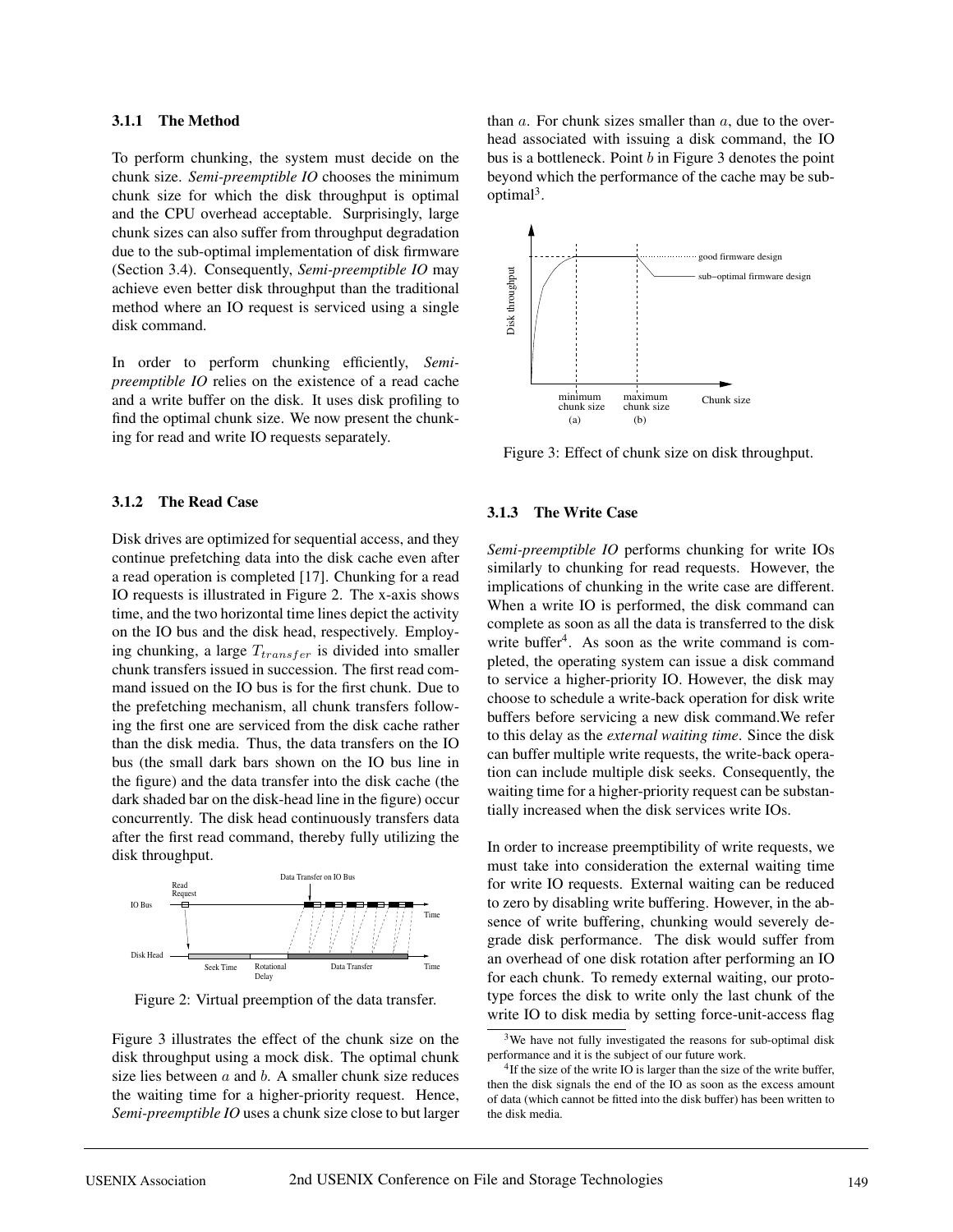#### 3.1.1 The Method

To perform chunking, the system must decide on the chunk size. *Semi-preemptible IO* chooses the minimum chunk size for which the disk throughput is optimal and the CPU overhead acceptable. Surprisingly, large chunk sizes can also suffer from throughput degradation due to the sub-optimal implementation of disk firmware (Section 3.4). Consequently, *Semi-preemptible IO* may achieve even better disk throughput than the traditional method where an IO request is serviced using a single disk command.

In order to perform chunking efficiently, *Semi-preemptible IO* relies on the existence of a read cache and a write buffer on the disk. It uses disk profiling to find the optimal chunk size. We now present the chunking for read and write IO requests separately.

#### 3.1.2 The Read Case

Disk drives are optimized for sequential access, and they continue prefetching data into the disk cache even after a read operation is completed [17]. Chunking for a read IO requests is illustrated in Figure 2. The x-axis shows time, and the two horizontal time lines depict the activity on the IO bus and the disk head, respectively. Employing chunking, a large $T_{transfer}$ is divided into smaller chunk transfers issued in succession. The first read command issued on the IO bus is for the first chunk. Due to the prefetching mechanism, all chunk transfers following the first one are serviced from the disk cache rather than the disk media. Thus, the data transfers on the IO bus (the small dark bars shown on the IO bus line in the figure) and the data transfer into the disk cache (the dark shaded bar on the disk-head line in the figure) occur concurrently. The disk head continuously transfers data after the first read command, thereby fully utilizing the disk throughput.

Figure 2: Virtual preemption of the data transfer.

Figure 3 illustrates the effect of the chunk size on the disk throughput using a mock disk. The optimal chunk size lies between $a$ and $b$. A smaller chunk size reduces the waiting time for a higher-priority request. Hence, *Semi-preemptible IO* uses a chunk size close to but larger than $a$. For chunk sizes smaller than $a$, due to the overhead associated with issuing a disk command, the IO bus is a bottleneck. Point $b$ in Figure 3 denotes the point beyond which the performance of the cache may be sub-optimal[3].

Figure 3: Effect of chunk size on disk throughput.

#### 3.1.3 The Write Case

*Semi-preemptible IO* performs chunking for write IOs similarly to chunking for read requests. However, the implications of chunking in the write case are different. When a write IO is performed, the disk command can complete as soon as all the data is transferred to the disk write buffer[4]. As soon as the write command is completed, the operating system can issue a disk command to service a higher-priority IO. However, the disk may choose to schedule a write-back operation for disk write buffers before servicing a new disk command.We refer to this delay as the *external waiting time*. Since the disk can buffer multiple write requests, the write-back operation can include multiple disk seeks. Consequently, the waiting time for a higher-priority request can be substantially increased when the disk services write IOs.

In order to increase preemptibility of write requests, we must take into consideration the external waiting time for write IO requests. External waiting can be reduced to zero by disabling write buffering. However, in the absence of write buffering, chunking would severely degrade disk performance. The disk would suffer from an overhead of one disk rotation after performing an IO for each chunk. To remedy external waiting, our prototype forces the disk to write only the last chunk of the write IO to disk media by setting force-unit-access flag

[3] We have not fully investigated the reasons for sub-optimal disk performance and it is the subject of our future work.

[4] If the size of the write IO is larger than the size of the write buffer, then the disk signals the end of the IO as soon as the excess amount of data (which cannot be fitted into the disk buffer) has been written to the disk media.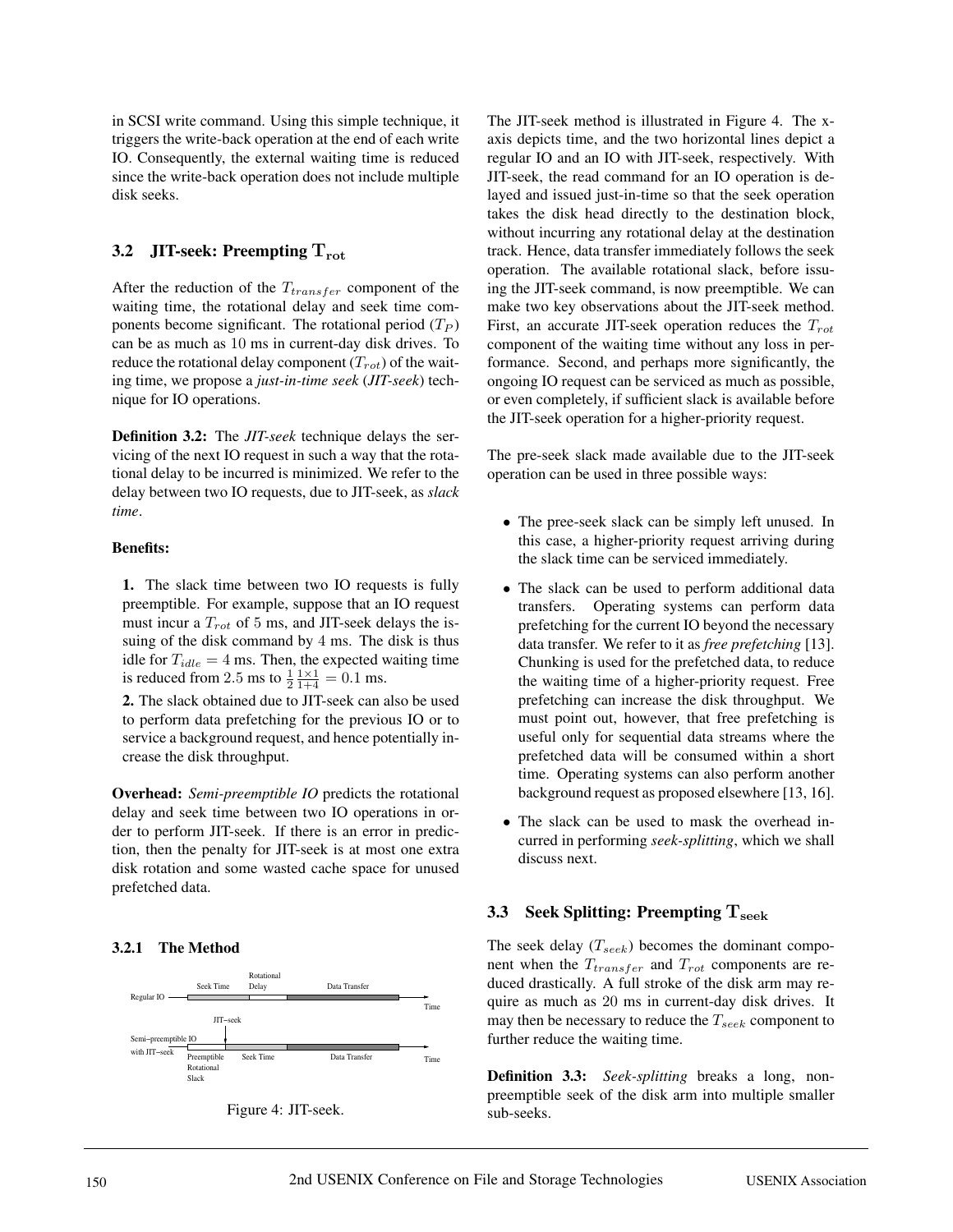in SCSI write command. Using this simple technique, it triggers the write-back operation at the end of each write IO. Consequently, the external waiting time is reduced since the write-back operation does not include multiple disk seeks.

### 3.2 JIT-seek: Preempting $\mathbf{T_{rot}}$

After the reduction of the $T_{transfer}$ component of the waiting time, the rotational delay and seek time components become significant. The rotational period ($T_P$) can be as much as 10 ms in current-day disk drives. To reduce the rotational delay component ($T_{rot}$) of the waiting time, we propose a *just-in-time seek* (*JIT-seek*) technique for IO operations.

**Definition 3.2:** The *JIT-seek* technique delays the servicing of the next IO request in such a way that the rotational delay to be incurred is minimized. We refer to the delay between two IO requests, due to JIT-seek, as *slack time*.

**Benefits:**

**1.** The slack time between two IO requests is fully preemptible. For example, suppose that an IO request must incur a $T_{rot}$ of 5 ms, and JIT-seek delays the issuing of the disk command by 4 ms. The disk is thus idle for $T_{idle} = 4$ ms. Then, the expected waiting time is reduced from 2.5 ms to $\frac{1}{2}\frac{1\times1}{1+4} = 0.1$ ms.

**2.** The slack obtained due to JIT-seek can also be used to perform data prefetching for the previous IO or to service a background request, and hence potentially increase the disk throughput.

**Overhead:** *Semi-preemptible IO* predicts the rotational delay and seek time between two IO operations in order to perform JIT-seek. If there is an error in prediction, then the penalty for JIT-seek is at most one extra disk rotation and some wasted cache space for unused prefetched data.

#### 3.2.1 The Method

Figure 4: JIT-seek.

The JIT-seek method is illustrated in Figure 4. The x-axis depicts time, and the two horizontal lines depict a regular IO and an IO with JIT-seek, respectively. With JIT-seek, the read command for an IO operation is delayed and issued just-in-time so that the seek operation takes the disk head directly to the destination block, without incurring any rotational delay at the destination track. Hence, data transfer immediately follows the seek operation. The available rotational slack, before issuing the JIT-seek command, is now preemptible. We can make two key observations about the JIT-seek method. First, an accurate JIT-seek operation reduces the $T_{rot}$ component of the waiting time without any loss in performance. Second, and perhaps more significantly, the ongoing IO request can be serviced as much as possible, or even completely, if sufficient slack is available before the JIT-seek operation for a higher-priority request.

The pre-seek slack made available due to the JIT-seek operation can be used in three possible ways:

- The pree-seek slack can be simply left unused. In this case, a higher-priority request arriving during the slack time can be serviced immediately.
- The slack can be used to perform additional data transfers. Operating systems can perform data prefetching for the current IO beyond the necessary data transfer. We refer to it as *free prefetching* [13]. Chunking is used for the prefetched data, to reduce the waiting time of a higher-priority request. Free prefetching can increase the disk throughput. We must point out, however, that free prefetching is useful only for sequential data streams where the prefetched data will be consumed within a short time. Operating systems can also perform another background request as proposed elsewhere [13, 16].
- The slack can be used to mask the overhead incurred in performing *seek-splitting*, which we shall discuss next.

### 3.3 Seek Splitting: Preempting $\mathbf{T_{seek}}$

The seek delay ($T_{seek}$) becomes the dominant component when the $T_{transfer}$ and $T_{rot}$ components are reduced drastically. A full stroke of the disk arm may require as much as 20 ms in current-day disk drives. It may then be necessary to reduce the $T_{seek}$ component to further reduce the waiting time.

**Definition 3.3:** *Seek-splitting* breaks a long, non-preemptible seek of the disk arm into multiple smaller sub-seeks.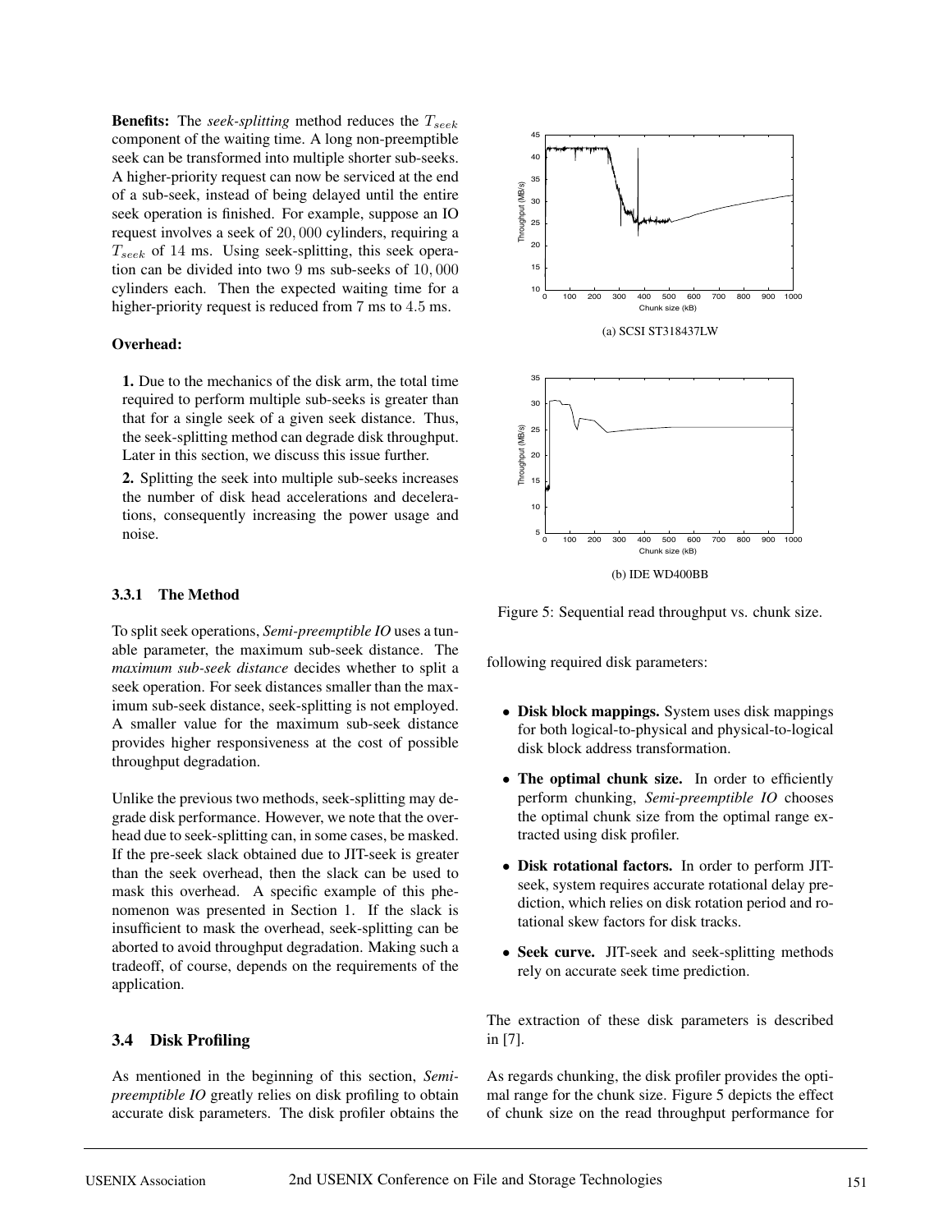**Benefits:** The *seek-splitting* method reduces the $T_{seek}$ component of the waiting time. A long non-preemptible seek can be transformed into multiple shorter sub-seeks. A higher-priority request can now be serviced at the end of a sub-seek, instead of being delayed until the entire seek operation is finished. For example, suppose an IO request involves a seek of $20,000$ cylinders, requiring a $T_{seek}$ of $14$ ms. Using seek-splitting, this seek operation can be divided into two $9$ ms sub-seeks of $10,000$ cylinders each. Then the expected waiting time for a higher-priority request is reduced from 7 ms to $4.5$ ms.

**Overhead:**

**1.** Due to the mechanics of the disk arm, the total time required to perform multiple sub-seeks is greater than that for a single seek of a given seek distance. Thus, the seek-splitting method can degrade disk throughput. Later in this section, we discuss this issue further.

**2.** Splitting the seek into multiple sub-seeks increases the number of disk head accelerations and decelerations, consequently increasing the power usage and noise.

### 3.3.1 The Method

To split seek operations, *Semi-preemptible IO* uses a tunable parameter, the maximum sub-seek distance. The *maximum sub-seek distance* decides whether to split a seek operation. For seek distances smaller than the maximum sub-seek distance, seek-splitting is not employed. A smaller value for the maximum sub-seek distance provides higher responsiveness at the cost of possible throughput degradation.

Unlike the previous two methods, seek-splitting may degrade disk performance. However, we note that the overhead due to seek-splitting can, in some cases, be masked. If the pre-seek slack obtained due to JIT-seek is greater than the seek overhead, then the slack can be used to mask this overhead. A specific example of this phenomenon was presented in Section 1. If the slack is insufficient to mask the overhead, seek-splitting can be aborted to avoid throughput degradation. Making such a tradeoff, of course, depends on the requirements of the application.

## 3.4 Disk Profiling

As mentioned in the beginning of this section, *Semi-preemptible IO* greatly relies on disk profiling to obtain accurate disk parameters. The disk profiler obtains the following required disk parameters:

- **Disk block mappings.** System uses disk mappings for both logical-to-physical and physical-to-logical disk block address transformation.
- **The optimal chunk size.** In order to efficiently perform chunking, *Semi-preemptible IO* chooses the optimal chunk size from the optimal range extracted using disk profiler.
- **Disk rotational factors.** In order to perform JIT-seek, system requires accurate rotational delay prediction, which relies on disk rotation period and rotational skew factors for disk tracks.
- **Seek curve.** JIT-seek and seek-splitting methods rely on accurate seek time prediction.

The extraction of these disk parameters is described in [7].

As regards chunking, the disk profiler provides the optimal range for the chunk size. Figure 5 depicts the effect of chunk size on the read throughput performance for

(a) SCSI ST318437LW

(b) IDE WD400BB

Figure 5: Sequential read throughput vs. chunk size.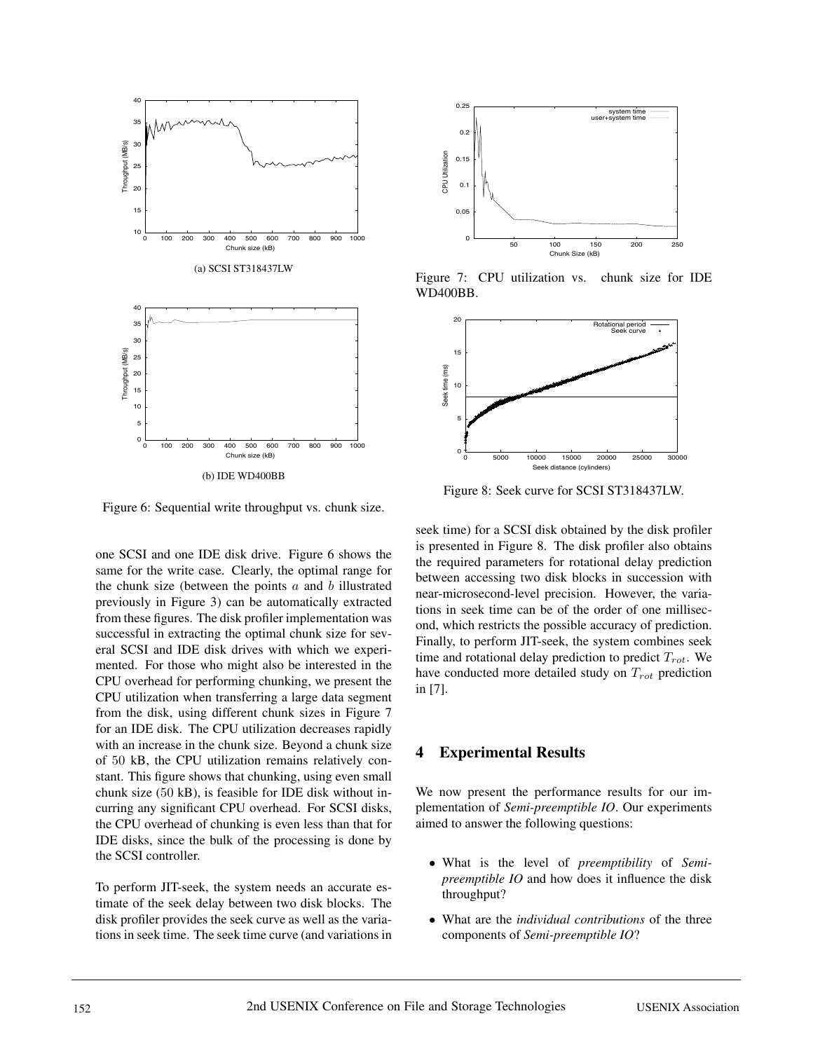(a) SCSI ST318437LW

(b) IDE WD400BB

Figure 6: Sequential write throughput vs. chunk size.

one SCSI and one IDE disk drive. Figure 6 shows the same for the write case. Clearly, the optimal range for the chunk size (between the points $a$ and $b$ illustrated previously in Figure 3) can be automatically extracted from these figures. The disk profiler implementation was successful in extracting the optimal chunk size for several SCSI and IDE disk drives with which we experimented. For those who might also be interested in the CPU overhead for performing chunking, we present the CPU utilization when transferring a large data segment from the disk, using different chunk sizes in Figure 7 for an IDE disk. The CPU utilization decreases rapidly with an increase in the chunk size. Beyond a chunk size of 50 kB, the CPU utilization remains relatively constant. This figure shows that chunking, using even small chunk size (50 kB), is feasible for IDE disk without incurring any significant CPU overhead. For SCSI disks, the CPU overhead of chunking is even less than that for IDE disks, since the bulk of the processing is done by the SCSI controller.

To perform JIT-seek, the system needs an accurate estimate of the seek delay between two disk blocks. The disk profiler provides the seek curve as well as the variations in seek time. The seek time curve (and variations in seek time) for a SCSI disk obtained by the disk profiler is presented in Figure 8. The disk profiler also obtains the required parameters for rotational delay prediction between accessing two disk blocks in succession with near-microsecond-level precision. However, the variations in seek time can be of the order of one millisecond, which restricts the possible accuracy of prediction. Finally, to perform JIT-seek, the system combines seek time and rotational delay prediction to predict $T_{rot}$. We have conducted more detailed study on $T_{rot}$ prediction in [7].

Figure 7: CPU utilization vs. chunk size for IDE WD400BB.

Figure 8: Seek curve for SCSI ST318437LW.

## 4 Experimental Results

We now present the performance results for our implementation of *Semi-preemptible IO*. Our experiments aimed to answer the following questions:

- What is the level of *preemptibility* of *Semi-preemptible IO* and how does it influence the disk throughput?
- What are the *individual contributions* of the three components of *Semi-preemptible IO*?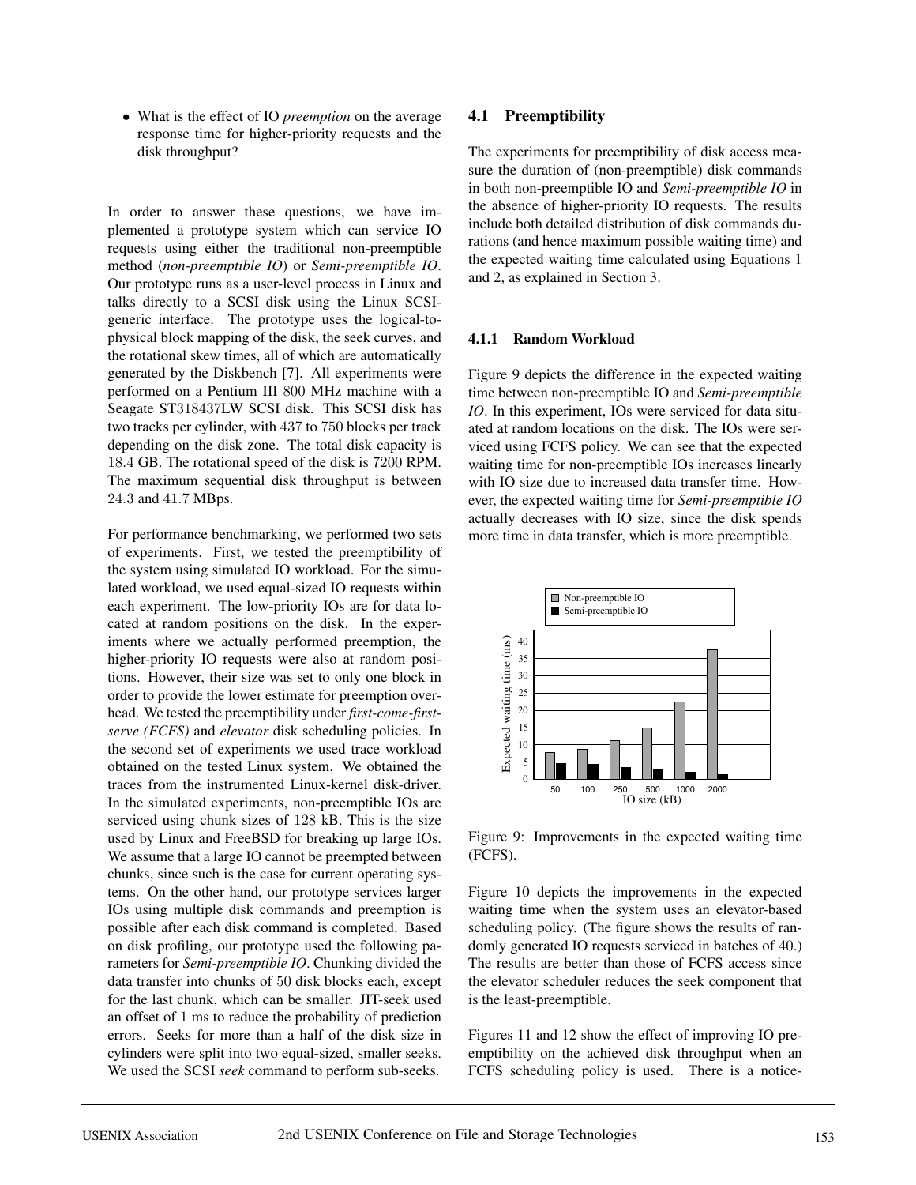- What is the effect of IO *preemption* on the average response time for higher-priority requests and the disk throughput?

In order to answer these questions, we have implemented a prototype system which can service IO requests using either the traditional non-preemptible method (*non-preemptible IO*) or *Semi-preemptible IO*. Our prototype runs as a user-level process in Linux and talks directly to a SCSI disk using the Linux SCSI-generic interface. The prototype uses the logical-to-physical block mapping of the disk, the seek curves, and the rotational skew times, all of which are automatically generated by the Diskbench [7]. All experiments were performed on a Pentium III 800 MHz machine with a Seagate ST318437LW SCSI disk. This SCSI disk has two tracks per cylinder, with 437 to 750 blocks per track depending on the disk zone. The total disk capacity is 18.4 GB. The rotational speed of the disk is 7200 RPM. The maximum sequential disk throughput is between 24.3 and 41.7 MBps.

For performance benchmarking, we performed two sets of experiments. First, we tested the preemptibility of the system using simulated IO workload. For the simulated workload, we used equal-sized IO requests within each experiment. The low-priority IOs are for data located at random positions on the disk. In the experiments where we actually performed preemption, the higher-priority IO requests were also at random positions. However, their size was set to only one block in order to provide the lower estimate for preemption overhead. We tested the preemptibility under *first-come-first-serve (FCFS)* and *elevator* disk scheduling policies. In the second set of experiments we used trace workload obtained on the tested Linux system. We obtained the traces from the instrumented Linux-kernel disk-driver. In the simulated experiments, non-preemptible IOs are serviced using chunk sizes of 128 kB. This is the size used by Linux and FreeBSD for breaking up large IOs. We assume that a large IO cannot be preempted between chunks, since such is the case for current operating systems. On the other hand, our prototype services larger IOs using multiple disk commands and preemption is possible after each disk command is completed. Based on disk profiling, our prototype used the following parameters for *Semi-preemptible IO*. Chunking divided the data transfer into chunks of 50 disk blocks each, except for the last chunk, which can be smaller. JIT-seek used an offset of 1 ms to reduce the probability of prediction errors. Seeks for more than a half of the disk size in cylinders were split into two equal-sized, smaller seeks. We used the SCSI *seek* command to perform sub-seeks.

### 4.1 Preemptibility

The experiments for preemptibility of disk access measure the duration of (non-preemptible) disk commands in both non-preemptible IO and *Semi-preemptible IO* in the absence of higher-priority IO requests. The results include both detailed distribution of disk commands durations (and hence maximum possible waiting time) and the expected waiting time calculated using Equations 1 and 2, as explained in Section 3.

#### 4.1.1 Random Workload

Figure 9 depicts the difference in the expected waiting time between non-preemptible IO and *Semi-preemptible IO*. In this experiment, IOs were serviced for data situated at random locations on the disk. The IOs were serviced using FCFS policy. We can see that the expected waiting time for non-preemptible IOs increases linearly with IO size due to increased data transfer time. However, the expected waiting time for *Semi-preemptible IO* actually decreases with IO size, since the disk spends more time in data transfer, which is more preemptible.

Figure 9: Improvements in the expected waiting time (FCFS).

Figure 10 depicts the improvements in the expected waiting time when the system uses an elevator-based scheduling policy. (The figure shows the results of randomly generated IO requests serviced in batches of 40.) The results are better than those of FCFS access since the elevator scheduler reduces the seek component that is the least-preemptible.

Figures 11 and 12 show the effect of improving IO preemptibility on the achieved disk throughput when an FCFS scheduling policy is used. There is a notice-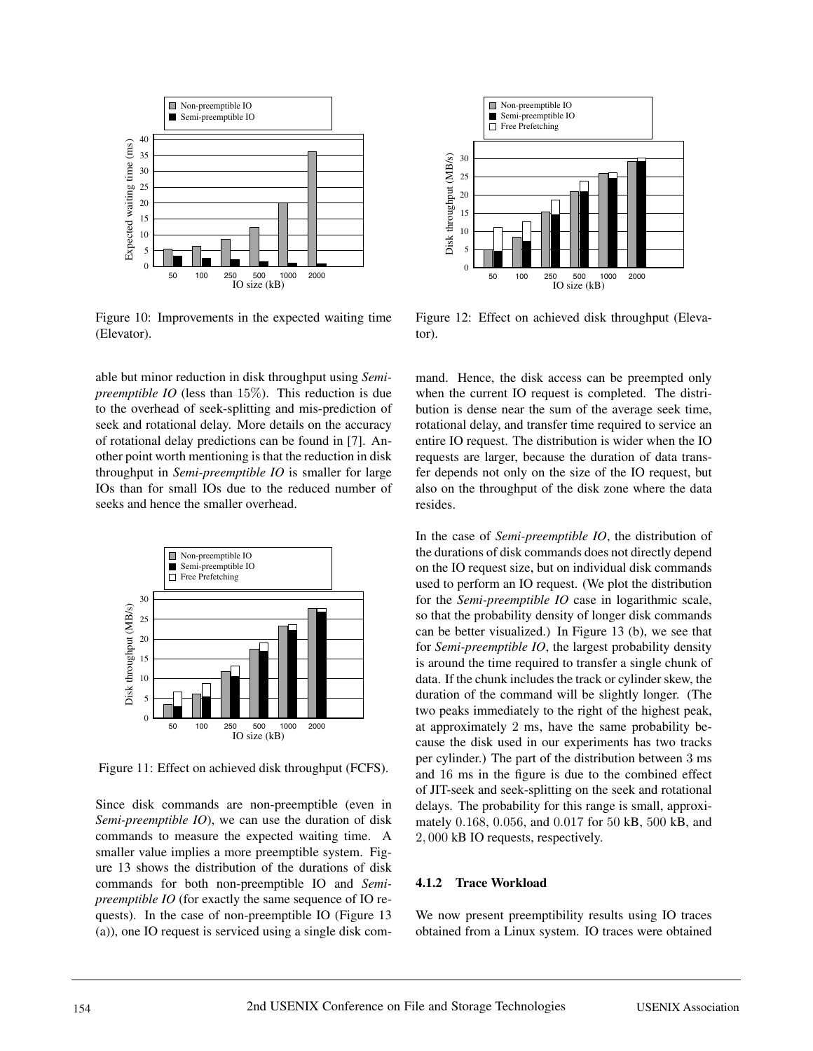Figure 10: Improvements in the expected waiting time (Elevator).

able but minor reduction in disk throughput using *Semi-preemptible IO* (less than 15%). This reduction is due to the overhead of seek-splitting and mis-prediction of seek and rotational delay. More details on the accuracy of rotational delay predictions can be found in [7]. Another point worth mentioning is that the reduction in disk throughput in *Semi-preemptible IO* is smaller for large IOs than for small IOs due to the reduced number of seeks and hence the smaller overhead.

Figure 11: Effect on achieved disk throughput (FCFS).

Since disk commands are non-preemptible (even in *Semi-preemptible IO*), we can use the duration of disk commands to measure the expected waiting time. A smaller value implies a more preemptible system. Figure 13 shows the distribution of the durations of disk commands for both non-preemptible IO and *Semi-preemptible IO* (for exactly the same sequence of IO requests). In the case of non-preemptible IO (Figure 13 (a)), one IO request is serviced using a single disk command. Hence, the disk access can be preempted only when the current IO request is completed. The distribution is dense near the sum of the average seek time, rotational delay, and transfer time required to service an entire IO request. The distribution is wider when the IO requests are larger, because the duration of data transfer depends not only on the size of the IO request, but also on the throughput of the disk zone where the data resides.

Figure 12: Effect on achieved disk throughput (Elevator).

In the case of *Semi-preemptible IO*, the distribution of the durations of disk commands does not directly depend on the IO request size, but on individual disk commands used to perform an IO request. (We plot the distribution for the *Semi-preemptible IO* case in logarithmic scale, so that the probability density of longer disk commands can be better visualized.) In Figure 13 (b), we see that for *Semi-preemptible IO*, the largest probability density is around the time required to transfer a single chunk of data. If the chunk includes the track or cylinder skew, the duration of the command will be slightly longer. (The two peaks immediately to the right of the highest peak, at approximately 2 ms, have the same probability because the disk used in our experiments has two tracks per cylinder.) The part of the distribution between 3 ms and 16 ms in the figure is due to the combined effect of JIT-seek and seek-splitting on the seek and rotational delays. The probability for this range is small, approximately 0.168, 0.056, and 0.017 for 50 kB, 500 kB, and 2,000 kB IO requests, respectively.

#### 4.1.2 Trace Workload

We now present preemptibility results using IO traces obtained from a Linux system. IO traces were obtained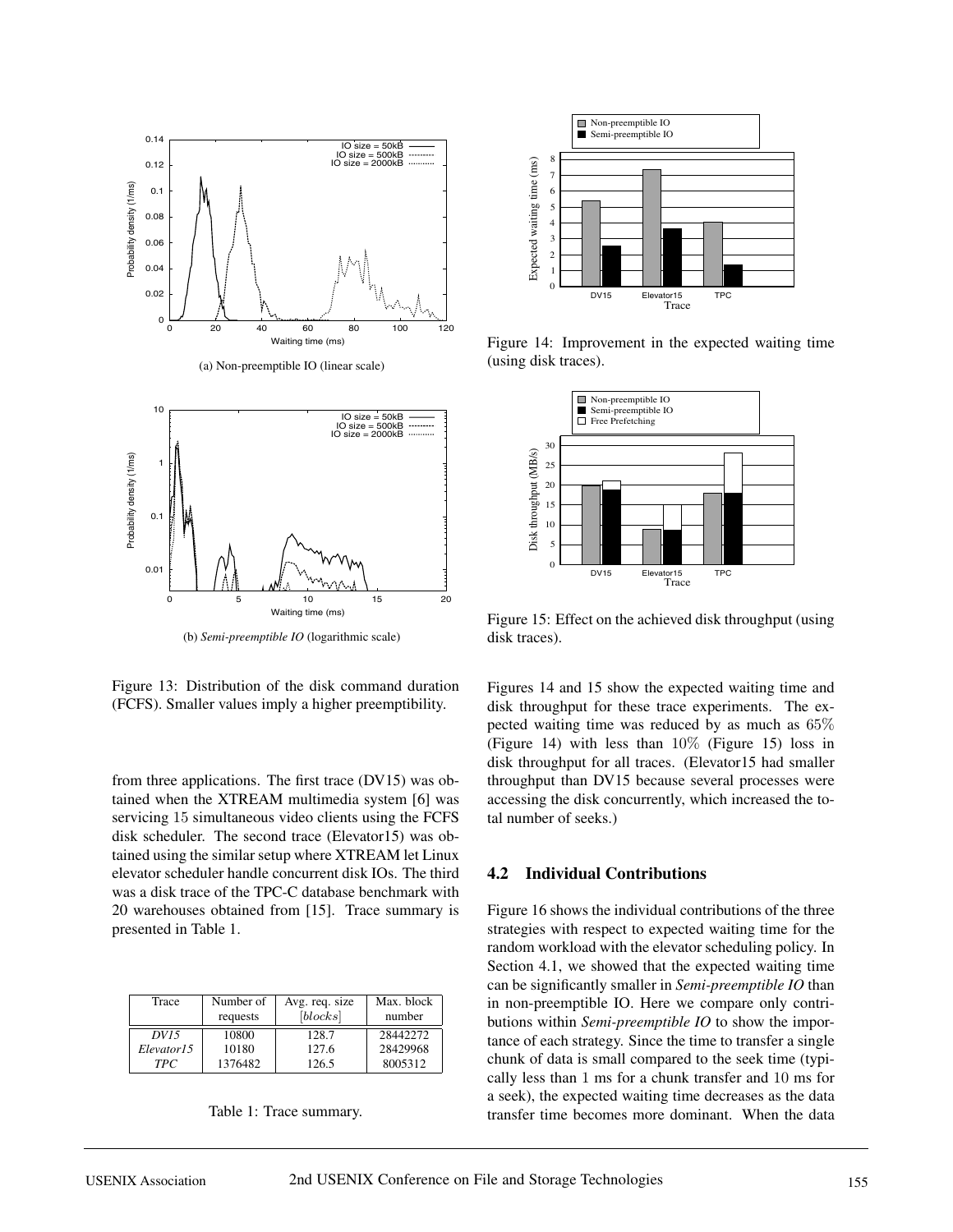(a) Non-preemptible IO (linear scale)

(b) *Semi-preemptible IO* (logarithmic scale)

Figure 13: Distribution of the disk command duration (FCFS). Smaller values imply a higher preemptibility.

from three applications. The first trace (DV15) was obtained when the XTREAM multimedia system [6] was servicing 15 simultaneous video clients using the FCFS disk scheduler. The second trace (Elevator15) was obtained using the similar setup where XTREAM let Linux elevator scheduler handle concurrent disk IOs. The third was a disk trace of the TPC-C database benchmark with 20 warehouses obtained from [15]. Trace summary is presented in Table 1.

| Trace | Number of requests | Avg. req. size $[blocks]$ | Max. block number |
|---|---|---|---|
| *DV15* | 10800 | 128.7 | 28442272 |
| *Elevator15* | 10180 | 127.6 | 28429968 |
| *TPC* | 1376482 | 126.5 | 8005312 |

Table 1: Trace summary.

Figure 14: Improvement in the expected waiting time (using disk traces).

Figure 15: Effect on the achieved disk throughput (using disk traces).

Figures 14 and 15 show the expected waiting time and disk throughput for these trace experiments. The expected waiting time was reduced by as much as $65\%$ (Figure 14) with less than $10\%$ (Figure 15) loss in disk throughput for all traces. (Elevator15 had smaller throughput than DV15 because several processes were accessing the disk concurrently, which increased the total number of seeks.)

## 4.2 Individual Contributions

Figure 16 shows the individual contributions of the three strategies with respect to expected waiting time for the random workload with the elevator scheduling policy. In Section 4.1, we showed that the expected waiting time can be significantly smaller in *Semi-preemptible IO* than in non-preemptible IO. Here we compare only contributions within *Semi-preemptible IO* to show the importance of each strategy. Since the time to transfer a single chunk of data is small compared to the seek time (typically less than $1$ ms for a chunk transfer and $10$ ms for a seek), the expected waiting time decreases as the data transfer time becomes more dominant. When the data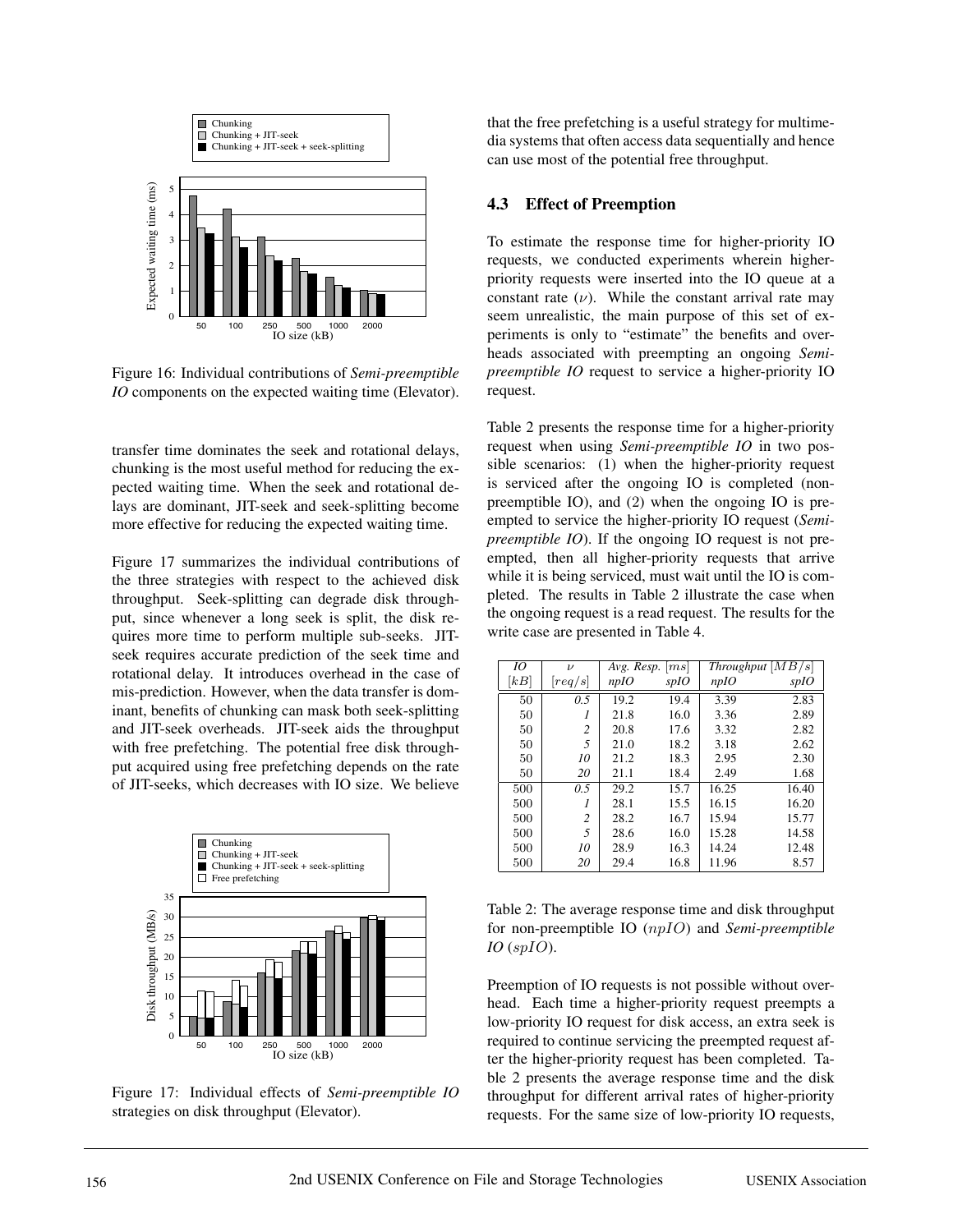Figure 16: Individual contributions of *Semi-preemptible IO* components on the expected waiting time (Elevator).

transfer time dominates the seek and rotational delays, chunking is the most useful method for reducing the expected waiting time. When the seek and rotational delays are dominant, JIT-seek and seek-splitting become more effective for reducing the expected waiting time.

Figure 17 summarizes the individual contributions of the three strategies with respect to the achieved disk throughput. Seek-splitting can degrade disk throughput, since whenever a long seek is split, the disk requires more time to perform multiple sub-seeks. JIT-seek requires accurate prediction of the seek time and rotational delay. It introduces overhead in the case of mis-prediction. However, when the data transfer is dominant, benefits of chunking can mask both seek-splitting and JIT-seek overheads. JIT-seek aids the throughput with free prefetching. The potential free disk throughput acquired using free prefetching depends on the rate of JIT-seeks, which decreases with IO size. We believe that the free prefetching is a useful strategy for multimedia systems that often access data sequentially and hence can use most of the potential free throughput.

Figure 17: Individual effects of *Semi-preemptible IO* strategies on disk throughput (Elevator).

### 4.3 Effect of Preemption

To estimate the response time for higher-priority IO requests, we conducted experiments wherein higher-priority requests were inserted into the IO queue at a constant rate ($\nu$). While the constant arrival rate may seem unrealistic, the main purpose of this set of experiments is only to "estimate" the benefits and overheads associated with preempting an ongoing *Semi-preemptible IO* request to service a higher-priority IO request.

Table 2 presents the response time for a higher-priority request when using *Semi-preemptible IO* in two possible scenarios: (1) when the higher-priority request is serviced after the ongoing IO is completed (non-preemptible IO), and (2) when the ongoing IO is preempted to service the higher-priority IO request (*Semi-preemptible IO*). If the ongoing IO request is not preempted, then all higher-priority requests that arrive while it is being serviced, must wait until the IO is completed. The results in Table 2 illustrate the case when the ongoing request is a read request. The results for the write case are presented in Table 4.

| IO $[kB]$ | $\nu$ $[req/s]$ | Avg. Resp. $[ms]$ | | Throughput $[MB/s]$ | |
|---|---|---|---|---|---|
| | | *npIO* | *spIO* | *npIO* | *spIO* |
| 50 | *0.5* | 19.2 | 19.4 | 3.39 | 2.83 |
| 50 | *1* | 21.8 | 16.0 | 3.36 | 2.89 |
| 50 | *2* | 20.8 | 17.6 | 3.32 | 2.82 |
| 50 | *5* | 21.0 | 18.2 | 3.18 | 2.62 |
| 50 | *10* | 21.2 | 18.3 | 2.95 | 2.30 |
| 50 | *20* | 21.1 | 18.4 | 2.49 | 1.68 |
| 500 | *0.5* | 29.2 | 15.7 | 16.25 | 16.40 |
| 500 | *1* | 28.1 | 15.5 | 16.15 | 16.20 |
| 500 | *2* | 28.2 | 16.7 | 15.94 | 15.77 |
| 500 | *5* | 28.6 | 16.0 | 15.28 | 14.58 |
| 500 | *10* | 28.9 | 16.3 | 14.24 | 12.48 |
| 500 | *20* | 29.4 | 16.8 | 11.96 | 8.57 |

Table 2: The average response time and disk throughput for non-preemptible IO ($npIO$) and *Semi-preemptible IO* ($spIO$).

Preemption of IO requests is not possible without overhead. Each time a higher-priority request preempts a low-priority IO request for disk access, an extra seek is required to continue servicing the preempted request after the higher-priority request has been completed. Table 2 presents the average response time and the disk throughput for different arrival rates of higher-priority requests. For the same size of low-priority IO requests,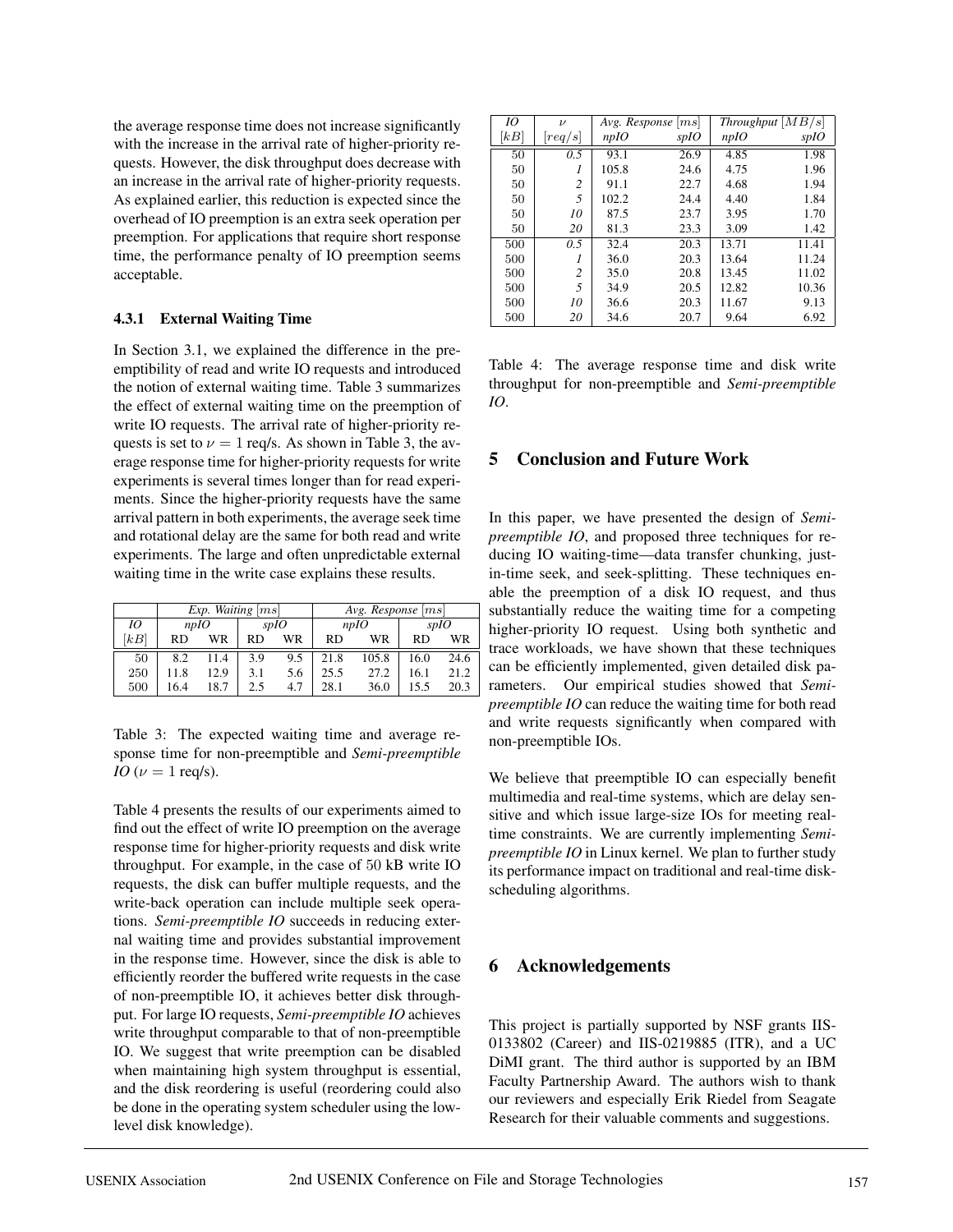the average response time does not increase significantly with the increase in the arrival rate of higher-priority requests. However, the disk throughput does decrease with an increase in the arrival rate of higher-priority requests. As explained earlier, this reduction is expected since the overhead of IO preemption is an extra seek operation per preemption. For applications that require short response time, the performance penalty of IO preemption seems acceptable.

### 4.3.1 External Waiting Time

In Section 3.1, we explained the difference in the preemptibility of read and write IO requests and introduced the notion of external waiting time. Table 3 summarizes the effect of external waiting time on the preemption of write IO requests. The arrival rate of higher-priority requests is set to $\nu = 1$ req/s. As shown in Table 3, the average response time for higher-priority requests for write experiments is several times longer than for read experiments. Since the higher-priority requests have the same arrival pattern in both experiments, the average seek time and rotational delay are the same for both read and write experiments. The large and often unpredictable external waiting time in the write case explains these results.

| | *Exp. Waiting* $[ms]$ | | | | *Avg. Response* $[ms]$ | | | |
|---|---|---|---|---|---|---|---|---|
| *IO* | *npIO* | | *spIO* | | *npIO* | | *spIO* | |
| $[kB]$ | RD | WR | RD | WR | RD | WR | RD | WR |
| 50 | 8.2 | 11.4 | 3.9 | 9.5 | 21.8 | 105.8 | 16.0 | 24.6 |
| 250 | 11.8 | 12.9 | 3.1 | 5.6 | 25.5 | 27.2 | 16.1 | 21.2 |
| 500 | 16.4 | 18.7 | 2.5 | 4.7 | 28.1 | 36.0 | 15.5 | 20.3 |

Table 3: The expected waiting time and average response time for non-preemptible and *Semi-preemptible IO* ($\nu = 1$ req/s).

Table 4 presents the results of our experiments aimed to find out the effect of write IO preemption on the average response time for higher-priority requests and disk write throughput. For example, in the case of 50 kB write IO requests, the disk can buffer multiple requests, and the write-back operation can include multiple seek operations. *Semi-preemptible IO* succeeds in reducing external waiting time and provides substantial improvement in the response time. However, since the disk is able to efficiently reorder the buffered write requests in the case of non-preemptible IO, it achieves better disk throughput. For large IO requests, *Semi-preemptible IO* achieves write throughput comparable to that of non-preemptible IO. We suggest that write preemption can be disabled when maintaining high system throughput is essential, and the disk reordering is useful (reordering could also be done in the operating system scheduler using the low-level disk knowledge).

| *IO* | $\nu$ | *Avg. Response* $[ms]$ | | *Throughput* $[MB/s]$ | |
|---|---|---|---|---|---|
| $[kB]$ | $[req/s]$ | *npIO* | *spIO* | *npIO* | *spIO* |
| 50 | *0.5* | 93.1 | 26.9 | 4.85 | 1.98 |
| 50 | *1* | 105.8 | 24.6 | 4.75 | 1.96 |
| 50 | *2* | 91.1 | 22.7 | 4.68 | 1.94 |
| 50 | *5* | 102.2 | 24.4 | 4.40 | 1.84 |
| 50 | *10* | 87.5 | 23.7 | 3.95 | 1.70 |
| 50 | *20* | 81.3 | 23.3 | 3.09 | 1.42 |
| 500 | *0.5* | 32.4 | 20.3 | 13.71 | 11.41 |
| 500 | *1* | 36.0 | 20.3 | 13.64 | 11.24 |
| 500 | *2* | 35.0 | 20.8 | 13.45 | 11.02 |
| 500 | *5* | 34.9 | 20.5 | 12.82 | 10.36 |
| 500 | *10* | 36.6 | 20.3 | 11.67 | 9.13 |
| 500 | *20* | 34.6 | 20.7 | 9.64 | 6.92 |

Table 4: The average response time and disk write throughput for non-preemptible and *Semi-preemptible IO*.

## 5 Conclusion and Future Work

In this paper, we have presented the design of *Semi-preemptible IO*, and proposed three techniques for reducing IO waiting-time—data transfer chunking, just-in-time seek, and seek-splitting. These techniques enable the preemption of a disk IO request, and thus substantially reduce the waiting time for a competing higher-priority IO request. Using both synthetic and trace workloads, we have shown that these techniques can be efficiently implemented, given detailed disk parameters. Our empirical studies showed that *Semi-preemptible IO* can reduce the waiting time for both read and write requests significantly when compared with non-preemptible IOs.

We believe that preemptible IO can especially benefit multimedia and real-time systems, which are delay sensitive and which issue large-size IOs for meeting real-time constraints. We are currently implementing *Semi-preemptible IO* in Linux kernel. We plan to further study its performance impact on traditional and real-time disk-scheduling algorithms.

## 6 Acknowledgements

This project is partially supported by NSF grants IIS-0133802 (Career) and IIS-0219885 (ITR), and a UC DiMI grant. The third author is supported by an IBM Faculty Partnership Award. The authors wish to thank our reviewers and especially Erik Riedel from Seagate Research for their valuable comments and suggestions.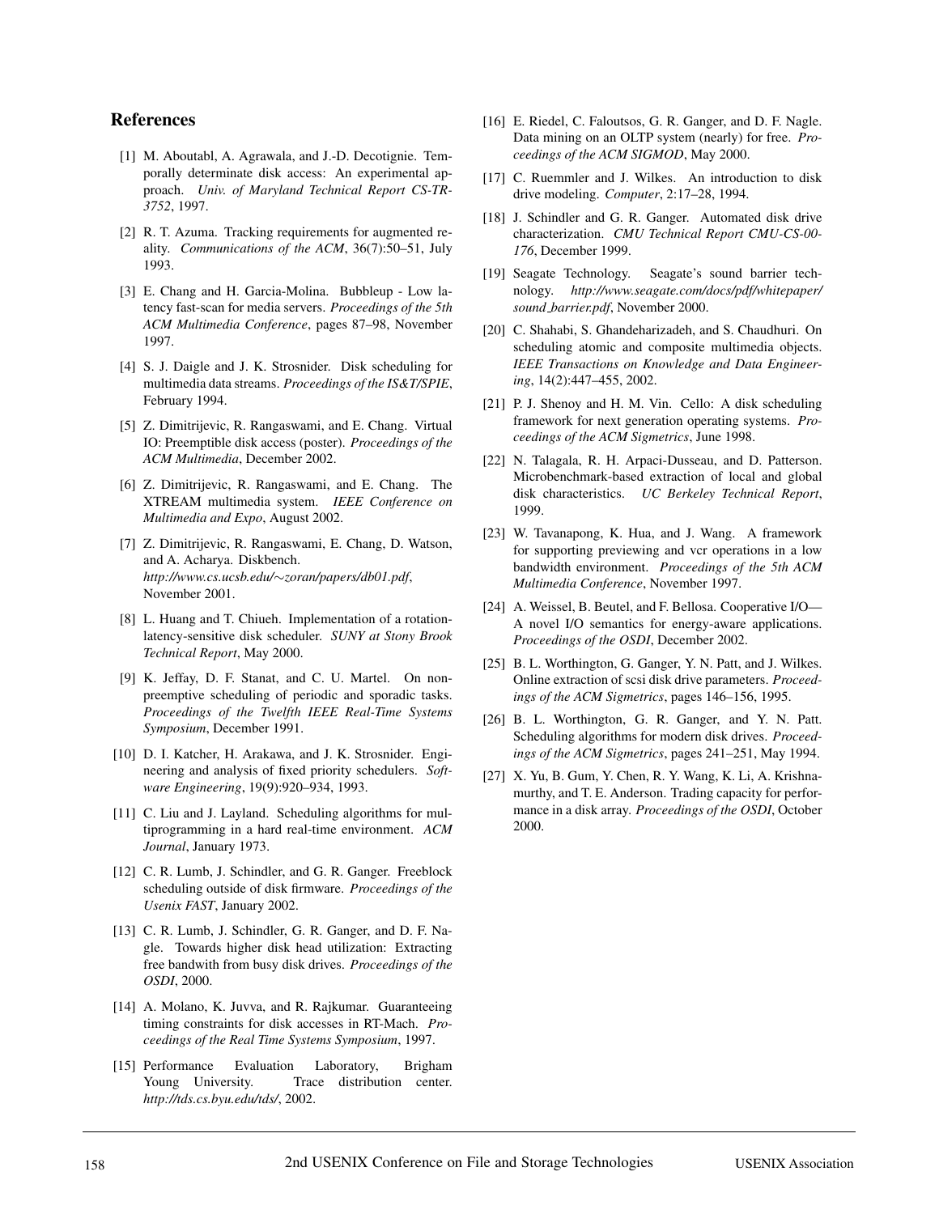## References

[1] M. Aboutabl, A. Agrawala, and J.-D. Decotignie. Temporally determinate disk access: An experimental approach. *Univ. of Maryland Technical Report CS-TR-3752*, 1997.

[2] R. T. Azuma. Tracking requirements for augmented reality. *Communications of the ACM*, 36(7):50–51, July 1993.

[3] E. Chang and H. Garcia-Molina. Bubbleup - Low latency fast-scan for media servers. *Proceedings of the 5th ACM Multimedia Conference*, pages 87–98, November 1997.

[4] S. J. Daigle and J. K. Strosnider. Disk scheduling for multimedia data streams. *Proceedings of the IS&T/SPIE*, February 1994.

[5] Z. Dimitrijevic, R. Rangaswami, and E. Chang. Virtual IO: Preemptible disk access (poster). *Proceedings of the ACM Multimedia*, December 2002.

[6] Z. Dimitrijevic, R. Rangaswami, and E. Chang. The XTREAM multimedia system. *IEEE Conference on Multimedia and Expo*, August 2002.

[7] Z. Dimitrijevic, R. Rangaswami, E. Chang, D. Watson, and A. Acharya. Diskbench. *http://www.cs.ucsb.edu/∼zoran/papers/db01.pdf*, November 2001.

[8] L. Huang and T. Chiueh. Implementation of a rotation-latency-sensitive disk scheduler. *SUNY at Stony Brook Technical Report*, May 2000.

[9] K. Jeffay, D. F. Stanat, and C. U. Martel. On non-preemptive scheduling of periodic and sporadic tasks. *Proceedings of the Twelfth IEEE Real-Time Systems Symposium*, December 1991.

[10] D. I. Katcher, H. Arakawa, and J. K. Strosnider. Engineering and analysis of fixed priority schedulers. *Software Engineering*, 19(9):920–934, 1993.

[11] C. Liu and J. Layland. Scheduling algorithms for multiprogramming in a hard real-time environment. *ACM Journal*, January 1973.

[12] C. R. Lumb, J. Schindler, and G. R. Ganger. Freeblock scheduling outside of disk firmware. *Proceedings of the Usenix FAST*, January 2002.

[13] C. R. Lumb, J. Schindler, G. R. Ganger, and D. F. Nagle. Towards higher disk head utilization: Extracting free bandwith from busy disk drives. *Proceedings of the OSDI*, 2000.

[14] A. Molano, K. Juvva, and R. Rajkumar. Guaranteeing timing constraints for disk accesses in RT-Mach. *Proceedings of the Real Time Systems Symposium*, 1997.

[15] Performance Evaluation Laboratory, Brigham Young University. Trace distribution center. *http://tds.cs.byu.edu/tds/*, 2002.

[16] E. Riedel, C. Faloutsos, G. R. Ganger, and D. F. Nagle. Data mining on an OLTP system (nearly) for free. *Proceedings of the ACM SIGMOD*, May 2000.

[17] C. Ruemmler and J. Wilkes. An introduction to disk drive modeling. *Computer*, 2:17–28, 1994.

[18] J. Schindler and G. R. Ganger. Automated disk drive characterization. *CMU Technical Report CMU-CS-00-176*, December 1999.

[19] Seagate Technology. Seagate's sound barrier technology. *http://www.seagate.com/docs/pdf/whitepaper/sound_barrier.pdf*, November 2000.

[20] C. Shahabi, S. Ghandeharizadeh, and S. Chaudhuri. On scheduling atomic and composite multimedia objects. *IEEE Transactions on Knowledge and Data Engineering*, 14(2):447–455, 2002.

[21] P. J. Shenoy and H. M. Vin. Cello: A disk scheduling framework for next generation operating systems. *Proceedings of the ACM Sigmetrics*, June 1998.

[22] N. Talagala, R. H. Arpaci-Dusseau, and D. Patterson. Microbenchmark-based extraction of local and global disk characteristics. *UC Berkeley Technical Report*, 1999.

[23] W. Tavanapong, K. Hua, and J. Wang. A framework for supporting previewing and vcr operations in a low bandwidth environment. *Proceedings of the 5th ACM Multimedia Conference*, November 1997.

[24] A. Weissel, B. Beutel, and F. Bellosa. Cooperative I/O—A novel I/O semantics for energy-aware applications. *Proceedings of the OSDI*, December 2002.

[25] B. L. Worthington, G. Ganger, Y. N. Patt, and J. Wilkes. Online extraction of scsi disk drive parameters. *Proceedings of the ACM Sigmetrics*, pages 146–156, 1995.

[26] B. L. Worthington, G. R. Ganger, and Y. N. Patt. Scheduling algorithms for modern disk drives. *Proceedings of the ACM Sigmetrics*, pages 241–251, May 1994.

[27] X. Yu, B. Gum, Y. Chen, R. Y. Wang, K. Li, A. Krishnamurthy, and T. E. Anderson. Trading capacity for performance in a disk array. *Proceedings of the OSDI*, October 2000.